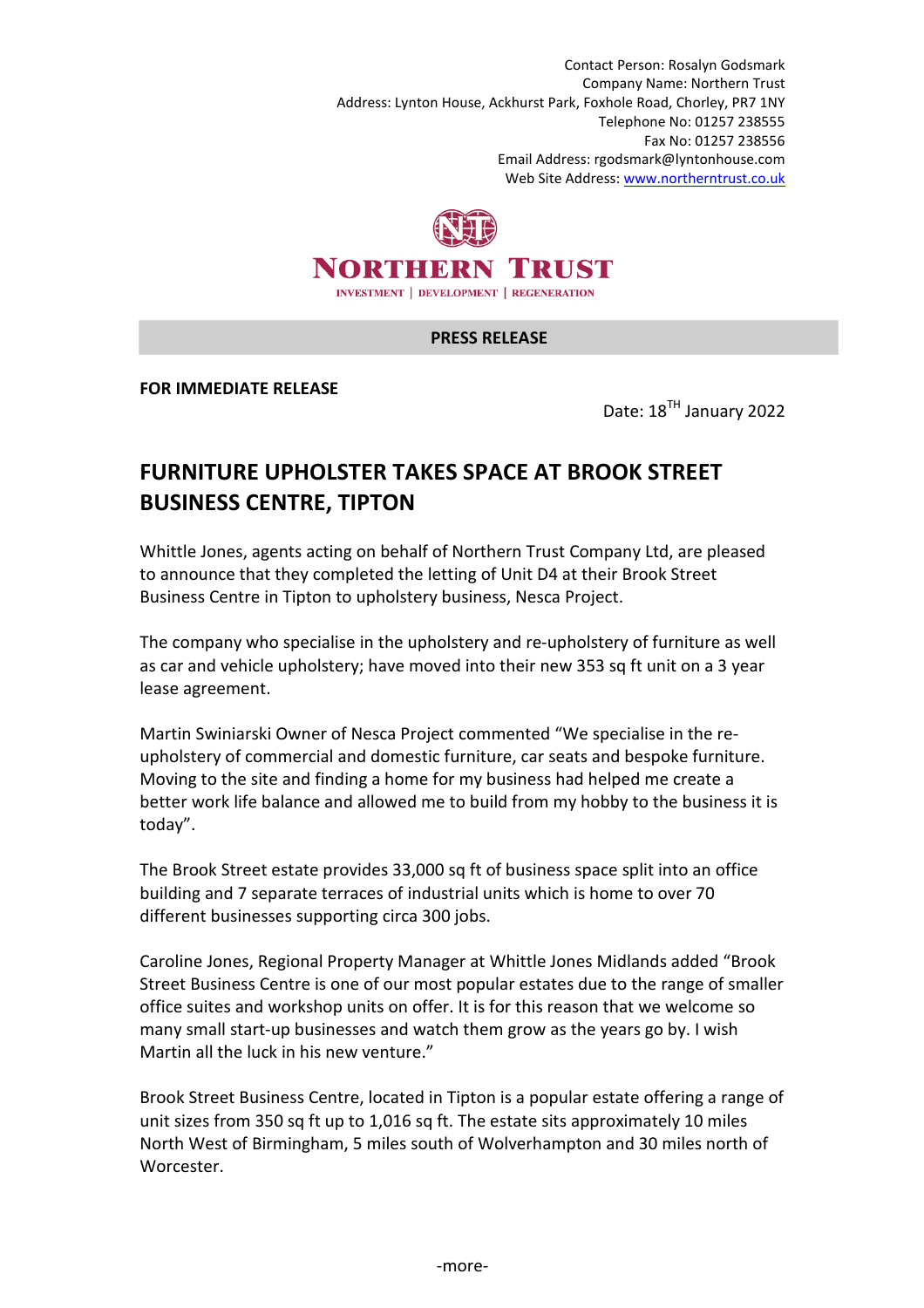Contact Person: Rosalyn Godsmark
Company Name: Northern Trust
Address: Lynton House, Ackhurst Park, Foxhole Road, Chorley, PR7 1NY
Telephone No: 01257 238555
Fax No: 01257 238556
Email Address: rgodsmark@lyntonhouse.com
Web Site Address: www.northerntrust.co.uk

NORTHERN TRUST
INVESTMENT | DEVELOPMENT | REGENERATION

**PRESS RELEASE**

**FOR IMMEDIATE RELEASE**

Date: 18TH January 2022

## FURNITURE UPHOLSTER TAKES SPACE AT BROOK STREET BUSINESS CENTRE, TIPTON

Whittle Jones, agents acting on behalf of Northern Trust Company Ltd, are pleased to announce that they completed the letting of Unit D4 at their Brook Street Business Centre in Tipton to upholstery business, Nesca Project.

The company who specialise in the upholstery and re-upholstery of furniture as well as car and vehicle upholstery; have moved into their new 353 sq ft unit on a 3 year lease agreement.

Martin Swiniarski Owner of Nesca Project commented "We specialise in the re-upholstery of commercial and domestic furniture, car seats and bespoke furniture. Moving to the site and finding a home for my business had helped me create a better work life balance and allowed me to build from my hobby to the business it is today".

The Brook Street estate provides 33,000 sq ft of business space split into an office building and 7 separate terraces of industrial units which is home to over 70 different businesses supporting circa 300 jobs.

Caroline Jones, Regional Property Manager at Whittle Jones Midlands added "Brook Street Business Centre is one of our most popular estates due to the range of smaller office suites and workshop units on offer. It is for this reason that we welcome so many small start-up businesses and watch them grow as the years go by. I wish Martin all the luck in his new venture."

Brook Street Business Centre, located in Tipton is a popular estate offering a range of unit sizes from 350 sq ft up to 1,016 sq ft. The estate sits approximately 10 miles North West of Birmingham, 5 miles south of Wolverhampton and 30 miles north of Worcester.

-more-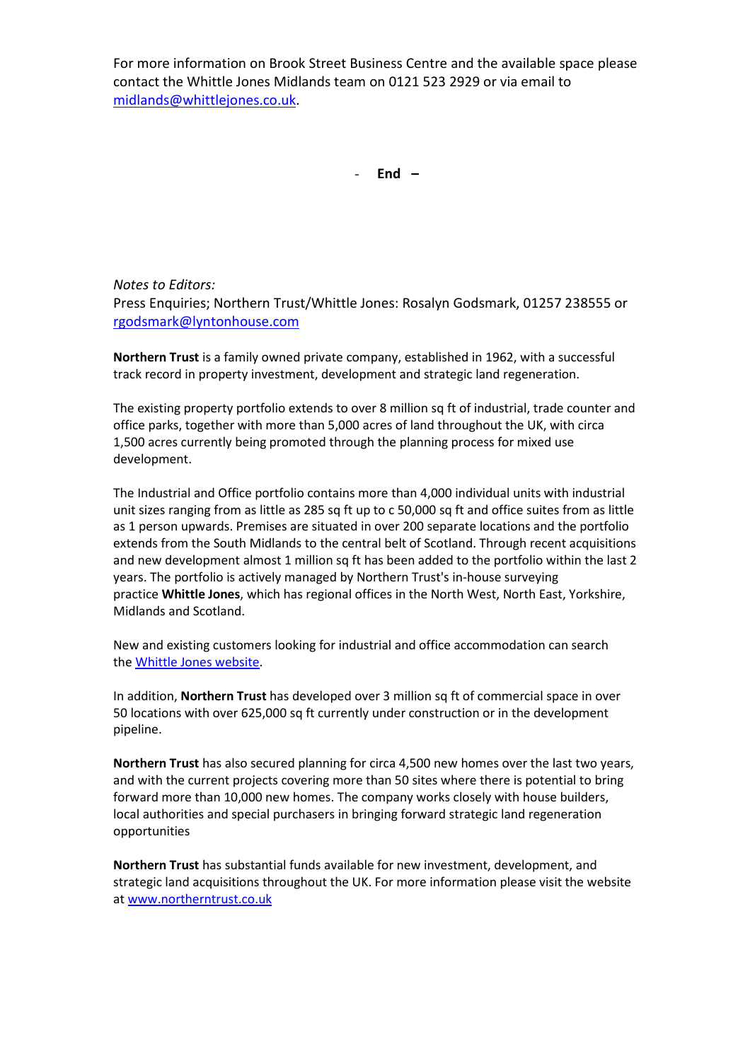For more information on Brook Street Business Centre and the available space please contact the Whittle Jones Midlands team on 0121 523 2929 or via email to [midlands@whittlejones.co.uk](mailto:midlands@whittlejones.co.uk).

\- **End –**

*Notes to Editors:*

Press Enquiries; Northern Trust/Whittle Jones: Rosalyn Godsmark, 01257 238555 or [rgodsmark@lyntonhouse.com](mailto:rgodsmark@lyntonhouse.com)

**Northern Trust** is a family owned private company, established in 1962, with a successful track record in property investment, development and strategic land regeneration.

The existing property portfolio extends to over 8 million sq ft of industrial, trade counter and office parks, together with more than 5,000 acres of land throughout the UK, with circa 1,500 acres currently being promoted through the planning process for mixed use development.

The Industrial and Office portfolio contains more than 4,000 individual units with industrial unit sizes ranging from as little as 285 sq ft up to c 50,000 sq ft and office suites from as little as 1 person upwards. Premises are situated in over 200 separate locations and the portfolio extends from the South Midlands to the central belt of Scotland. Through recent acquisitions and new development almost 1 million sq ft has been added to the portfolio within the last 2 years. The portfolio is actively managed by Northern Trust's in-house surveying practice **Whittle Jones**, which has regional offices in the North West, North East, Yorkshire, Midlands and Scotland.

New and existing customers looking for industrial and office accommodation can search the Whittle Jones website.

In addition, **Northern Trust** has developed over 3 million sq ft of commercial space in over 50 locations with over 625,000 sq ft currently under construction or in the development pipeline.

**Northern Trust** has also secured planning for circa 4,500 new homes over the last two years, and with the current projects covering more than 50 sites where there is potential to bring forward more than 10,000 new homes. The company works closely with house builders, local authorities and special purchasers in bringing forward strategic land regeneration opportunities

**Northern Trust** has substantial funds available for new investment, development, and strategic land acquisitions throughout the UK. For more information please visit the website at [www.northerntrust.co.uk](http://www.northerntrust.co.uk)